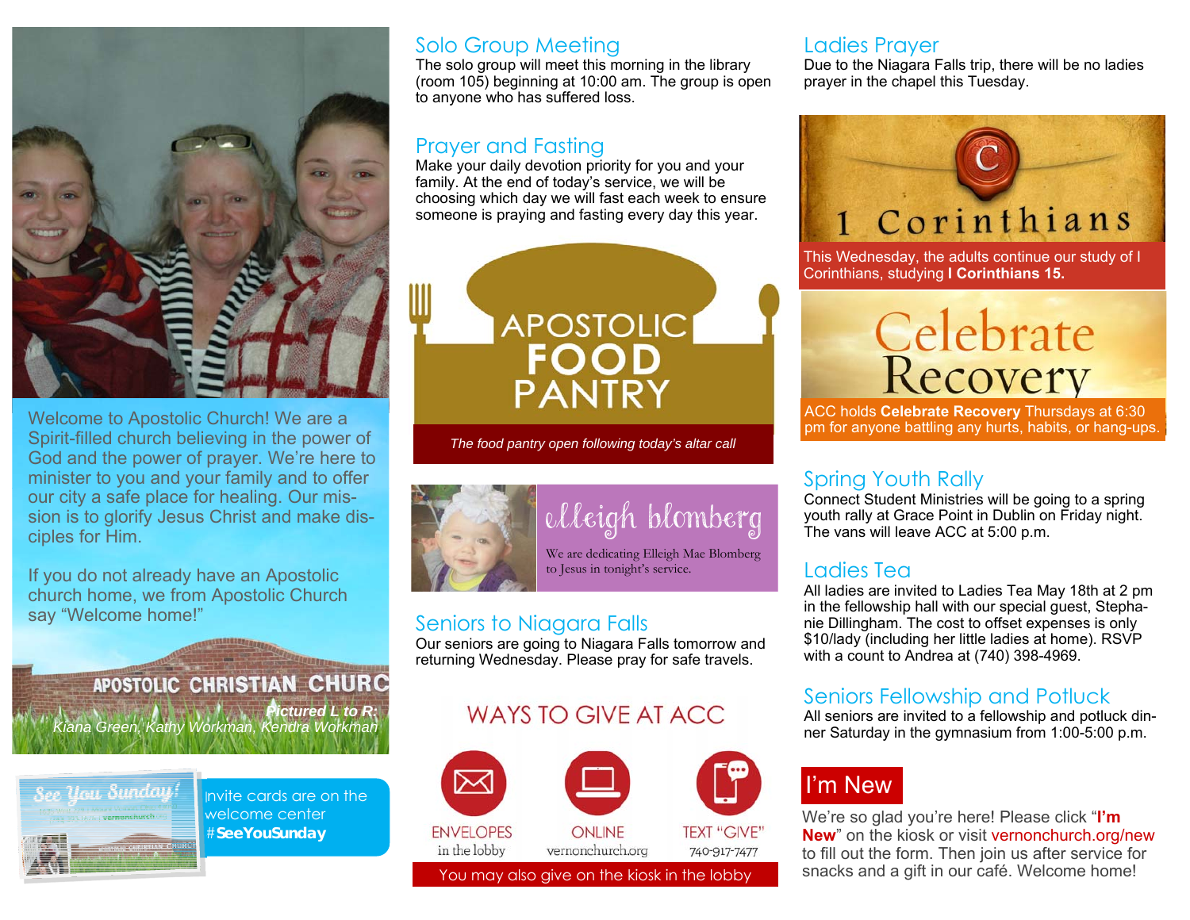Welcome to Apostolic Church! We are a Spirit-filled church believing in the power of God and the power of prayer. We're here to minister to you and your family and to offer our city a safe place for healing. Our mission is to glorify Jesus Christ and make disciples for Him.

If you do not already have an Apostolic church home, we from Apostolic Church say "Welcome home!"

APOSTOLIC CHRISTIAN CHURC

*Pictured L to R: Kiana Green, Kathy Workman, Kendra Workman*

See You Sunday!

Invite cards are on the welcome center **#SeeYouSunday**

## Solo Group Meeting

The solo group will meet this morning in the library (room 105) beginning at 10:00 am. The group is open to anyone who has suffered loss.

## Prayer and Fasting

Make your daily devotion priority for you and your family. At the end of today's service, we will be choosing which day we will fast each week to ensure someone is praying and fasting every day this year.

APOSTOLIC FOOD PANTRY

*The food pantry open following today's altar call*

elleigh blomberg

We are dedicating Elleigh Mae Blomberg to Jesus in tonight's service.

## Seniors to Niagara Falls

Our seniors are going to Niagara Falls tomorrow and returning Wednesday. Please pray for safe travels.

## WAYS TO GIVE AT ACC

- ENVELOPES in the lobby
- ONLINE vernonchurch.org
- TEXT "GIVE" 740-917-7477

You may also give on the kiosk in the lobby

## Ladies Prayer

Due to the Niagara Falls trip, there will be no ladies prayer in the chapel this Tuesday.

1 Corinthians

This Wednesday, the adults continue our study of I Corinthians, studying **I Corinthians 15.**

Celebrate Recovery

ACC holds **Celebrate Recovery** Thursdays at 6:30 pm for anyone battling any hurts, habits, or hang-ups.

## Spring Youth Rally

Connect Student Ministries will be going to a spring youth rally at Grace Point in Dublin on Friday night. The vans will leave ACC at 5:00 p.m.

## Ladies Tea

All ladies are invited to Ladies Tea May 18th at 2 pm in the fellowship hall with our special guest, Stephanie Dillingham. The cost to offset expenses is only $10/lady (including her little ladies at home). RSVP with a count to Andrea at (740) 398-4969.

## Seniors Fellowship and Potluck

All seniors are invited to a fellowship and potluck dinner Saturday in the gymnasium from 1:00-5:00 p.m.

## I'm New

We're so glad you're here! Please click "**I'm New**" on the kiosk or visit vernonchurch.org/new to fill out the form. Then join us after service for snacks and a gift in our café. Welcome home!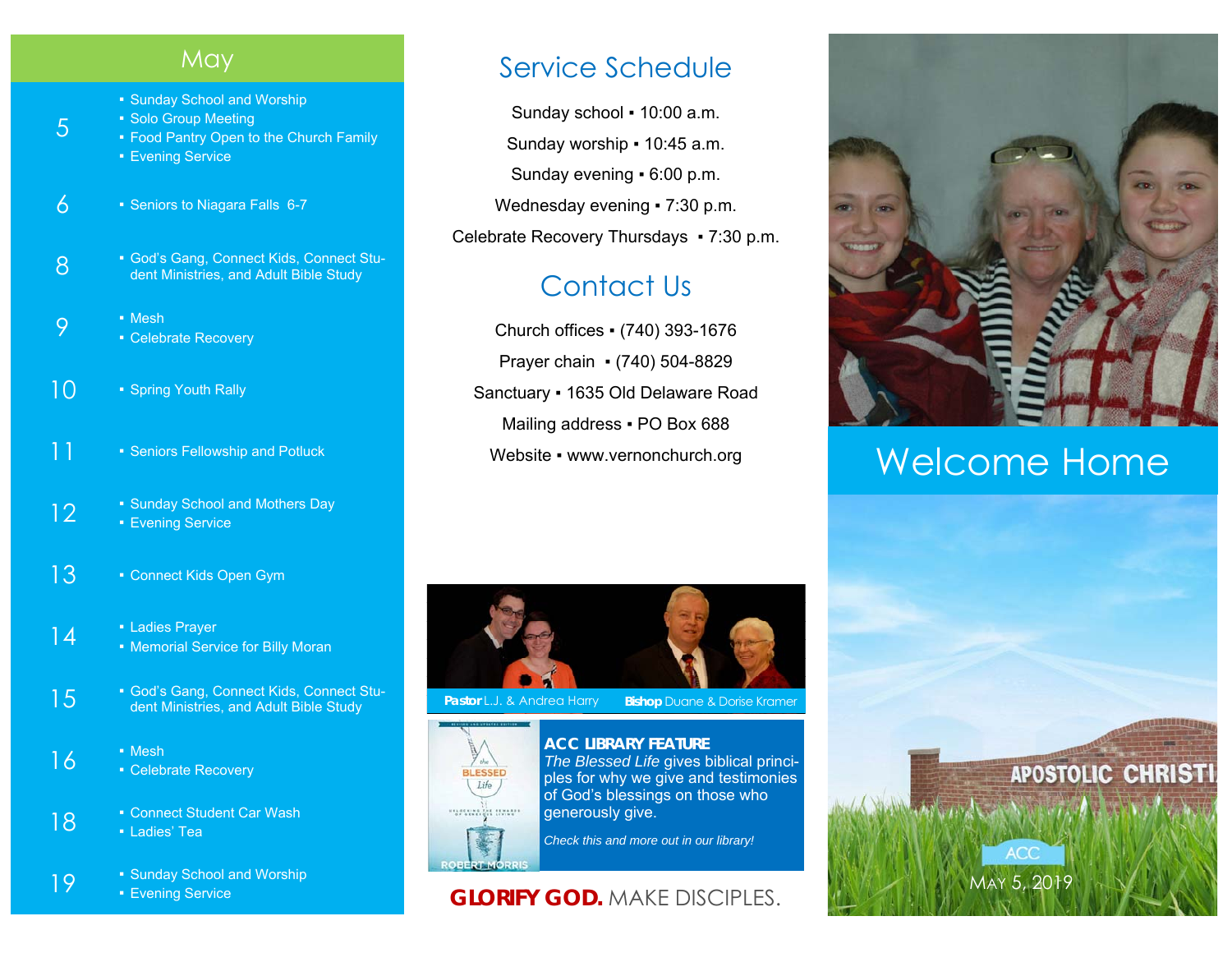## May

| | |
|---|---|
| 5 | ▪ Sunday School and Worship<br>▪ Solo Group Meeting<br>▪ Food Pantry Open to the Church Family<br>▪ Evening Service |
| 6 | ▪ Seniors to Niagara Falls 6-7 |
| 8 | ▪ God's Gang, Connect Kids, Connect Student Ministries, and Adult Bible Study |
| 9 | ▪ Mesh<br>▪ Celebrate Recovery |
| 10 | ▪ Spring Youth Rally |
| 11 | ▪ Seniors Fellowship and Potluck |
| 12 | ▪ Sunday School and Mothers Day<br>▪ Evening Service |
| 13 | ▪ Connect Kids Open Gym |
| 14 | ▪ Ladies Prayer<br>▪ Memorial Service for Billy Moran |
| 15 | ▪ God's Gang, Connect Kids, Connect Student Ministries, and Adult Bible Study |
| 16 | ▪ Mesh<br>▪ Celebrate Recovery |
| 18 | ▪ Connect Student Car Wash<br>▪ Ladies' Tea |
| 19 | ▪ Sunday School and Worship<br>▪ Evening Service |

## Service Schedule

Sunday school ▪ 10:00 a.m.

Sunday worship ▪ 10:45 a.m.

Sunday evening ▪ 6:00 p.m.

Wednesday evening ▪ 7:30 p.m.

Celebrate Recovery Thursdays ▪ 7:30 p.m.

## Contact Us

Church offices ▪ (740) 393-1676

Prayer chain ▪ (740) 504-8829

Sanctuary ▪ 1635 Old Delaware Road

Mailing address ▪ PO Box 688

Website ▪ www.vernonchurch.org

**Pastor** L.J. & Andrea Harry    **Bishop** Duane & Dorise Kramer

**ACC LIBRARY FEATURE**

*The Blessed Life* gives biblical principles for why we give and testimonies of God's blessings on those who generously give.

*Check this and more out in our library!*

**GLORIFY GOD.** MAKE DISCIPLES.

# Welcome Home

ACC

MAY 5, 2019